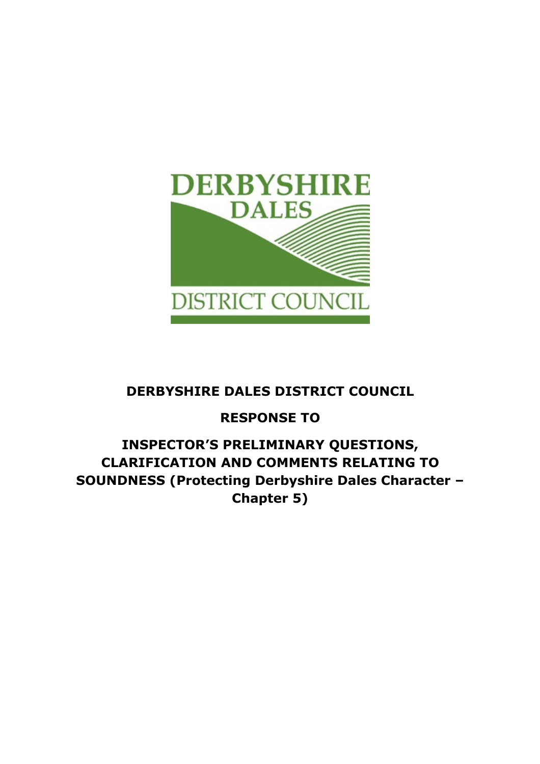DERBYSHIRE DALES

DISTRICT COUNCIL

# DERBYSHIRE DALES DISTRICT COUNCIL

# RESPONSE TO

# INSPECTOR'S PRELIMINARY QUESTIONS, CLARIFICATION AND COMMENTS RELATING TO SOUNDNESS (Protecting Derbyshire Dales Character – Chapter 5)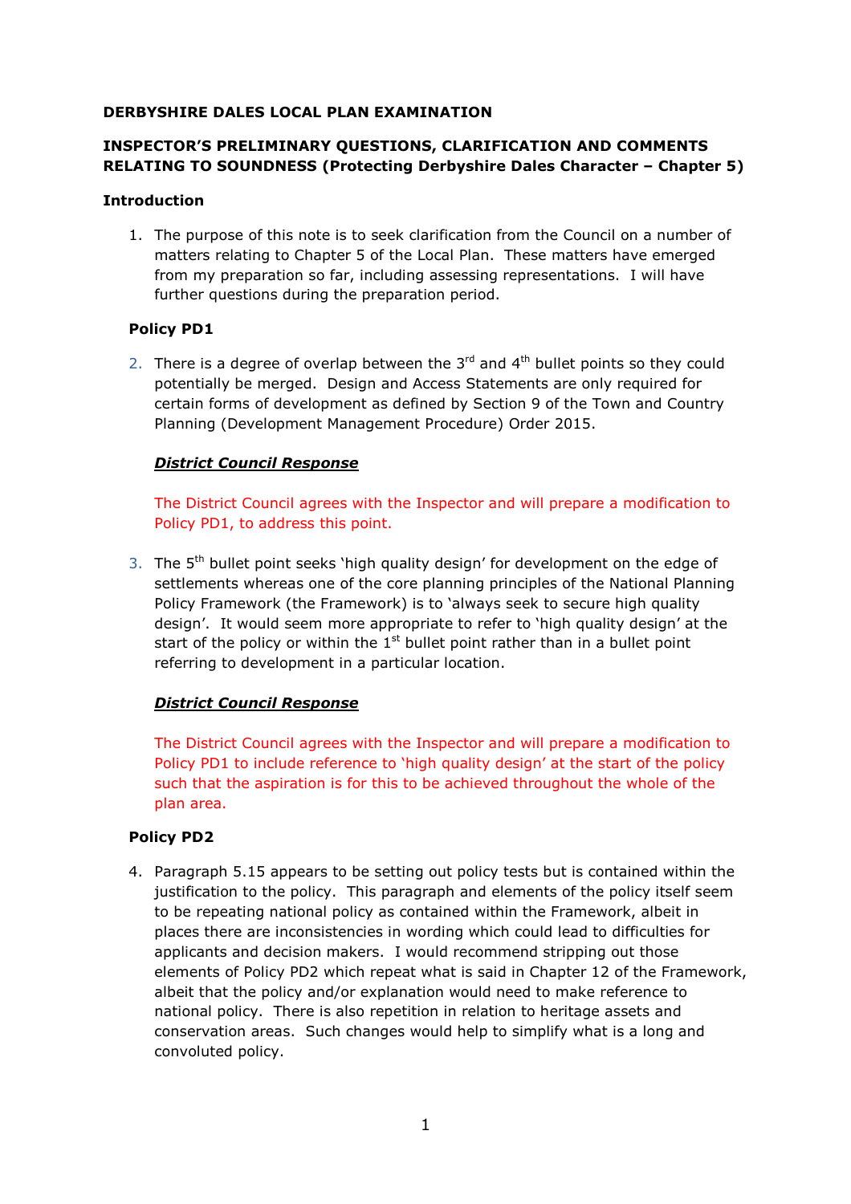**DERBYSHIRE DALES LOCAL PLAN EXAMINATION**

**INSPECTOR'S PRELIMINARY QUESTIONS, CLARIFICATION AND COMMENTS RELATING TO SOUNDNESS (Protecting Derbyshire Dales Character – Chapter 5)**

**Introduction**

1. The purpose of this note is to seek clarification from the Council on a number of matters relating to Chapter 5 of the Local Plan. These matters have emerged from my preparation so far, including assessing representations. I will have further questions during the preparation period.

**Policy PD1**

2. There is a degree of overlap between the 3rd and 4th bullet points so they could potentially be merged. Design and Access Statements are only required for certain forms of development as defined by Section 9 of the Town and Country Planning (Development Management Procedure) Order 2015.

   ***District Council Response***

   The District Council agrees with the Inspector and will prepare a modification to Policy PD1, to address this point.

3. The 5th bullet point seeks 'high quality design' for development on the edge of settlements whereas one of the core planning principles of the National Planning Policy Framework (the Framework) is to 'always seek to secure high quality design'. It would seem more appropriate to refer to 'high quality design' at the start of the policy or within the 1st bullet point rather than in a bullet point referring to development in a particular location.

   ***District Council Response***

   The District Council agrees with the Inspector and will prepare a modification to Policy PD1 to include reference to 'high quality design' at the start of the policy such that the aspiration is for this to be achieved throughout the whole of the plan area.

**Policy PD2**

4. Paragraph 5.15 appears to be setting out policy tests but is contained within the justification to the policy. This paragraph and elements of the policy itself seem to be repeating national policy as contained within the Framework, albeit in places there are inconsistencies in wording which could lead to difficulties for applicants and decision makers. I would recommend stripping out those elements of Policy PD2 which repeat what is said in Chapter 12 of the Framework, albeit that the policy and/or explanation would need to make reference to national policy. There is also repetition in relation to heritage assets and conservation areas. Such changes would help to simplify what is a long and convoluted policy.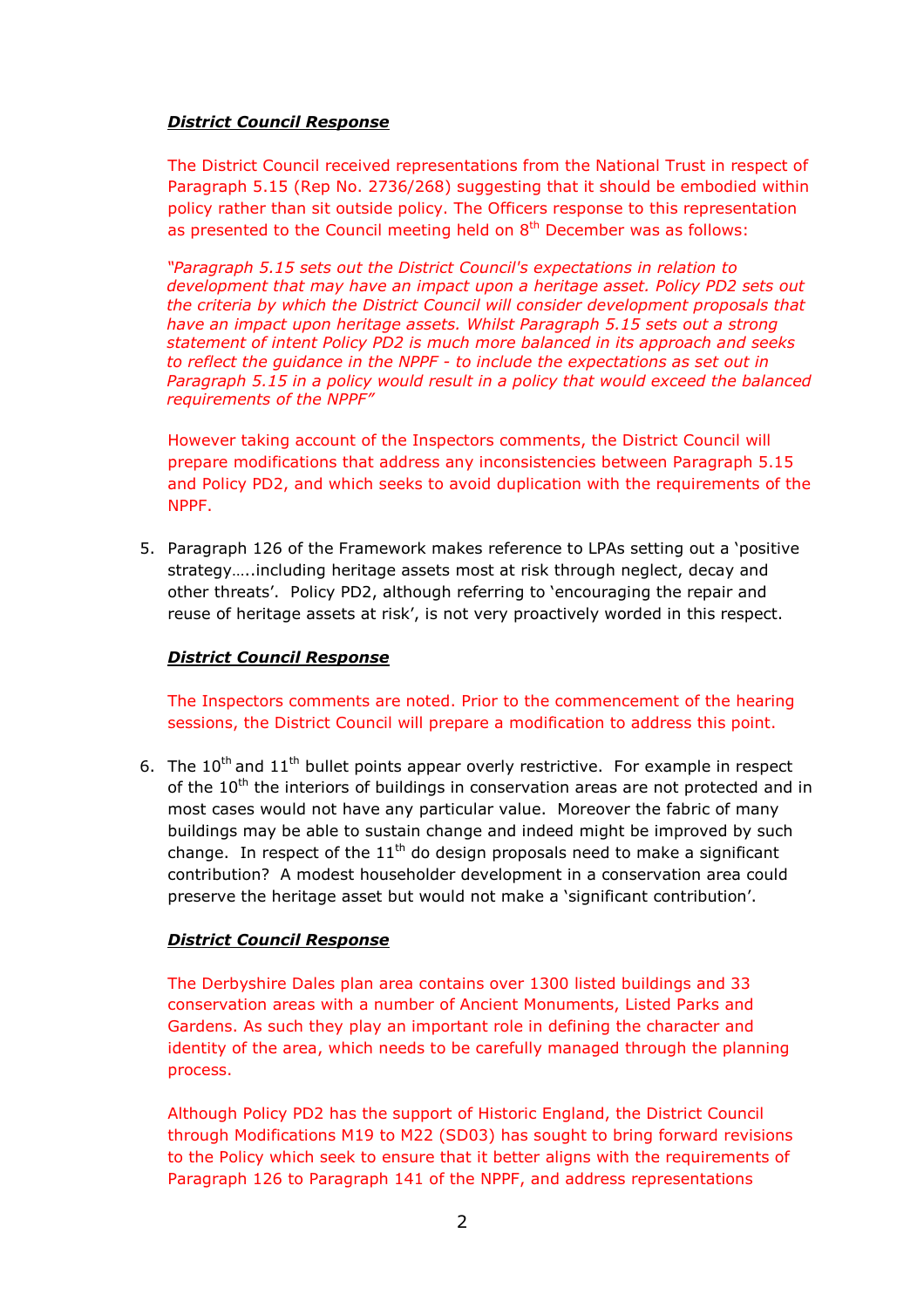***District Council Response***

The District Council received representations from the National Trust in respect of Paragraph 5.15 (Rep No. 2736/268) suggesting that it should be embodied within policy rather than sit outside policy. The Officers response to this representation as presented to the Council meeting held on 8th December was as follows:

*"Paragraph 5.15 sets out the District Council's expectations in relation to development that may have an impact upon a heritage asset. Policy PD2 sets out the criteria by which the District Council will consider development proposals that have an impact upon heritage assets. Whilst Paragraph 5.15 sets out a strong statement of intent Policy PD2 is much more balanced in its approach and seeks to reflect the guidance in the NPPF - to include the expectations as set out in Paragraph 5.15 in a policy would result in a policy that would exceed the balanced requirements of the NPPF"*

However taking account of the Inspectors comments, the District Council will prepare modifications that address any inconsistencies between Paragraph 5.15 and Policy PD2, and which seeks to avoid duplication with the requirements of the NPPF.

5. Paragraph 126 of the Framework makes reference to LPAs setting out a 'positive strategy…..including heritage assets most at risk through neglect, decay and other threats'. Policy PD2, although referring to 'encouraging the repair and reuse of heritage assets at risk', is not very proactively worded in this respect.

***District Council Response***

The Inspectors comments are noted. Prior to the commencement of the hearing sessions, the District Council will prepare a modification to address this point.

6. The 10th and 11th bullet points appear overly restrictive. For example in respect of the 10th the interiors of buildings in conservation areas are not protected and in most cases would not have any particular value. Moreover the fabric of many buildings may be able to sustain change and indeed might be improved by such change. In respect of the 11th do design proposals need to make a significant contribution? A modest householder development in a conservation area could preserve the heritage asset but would not make a 'significant contribution'.

***District Council Response***

The Derbyshire Dales plan area contains over 1300 listed buildings and 33 conservation areas with a number of Ancient Monuments, Listed Parks and Gardens. As such they play an important role in defining the character and identity of the area, which needs to be carefully managed through the planning process.

Although Policy PD2 has the support of Historic England, the District Council through Modifications M19 to M22 (SD03) has sought to bring forward revisions to the Policy which seek to ensure that it better aligns with the requirements of Paragraph 126 to Paragraph 141 of the NPPF, and address representations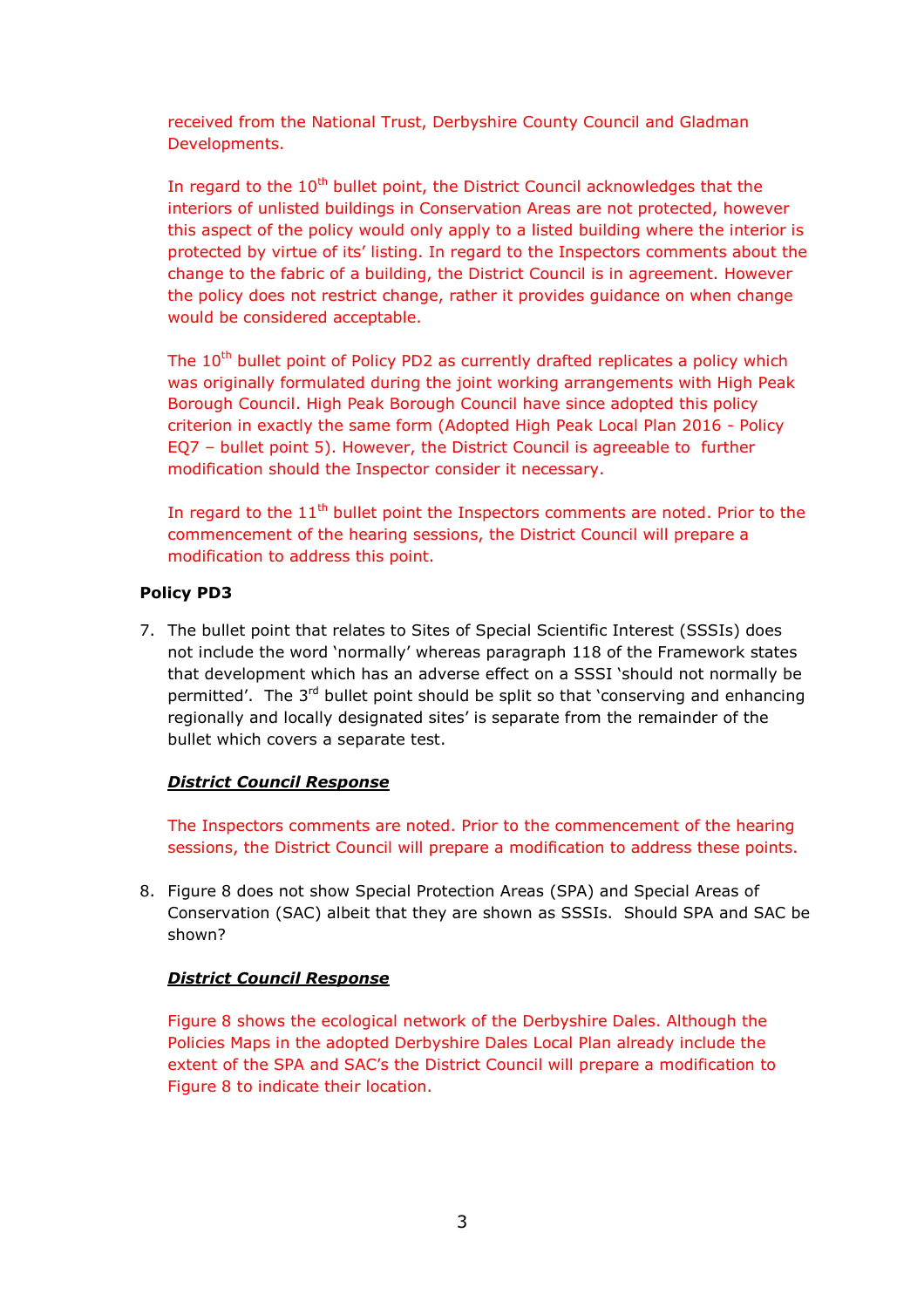received from the National Trust, Derbyshire County Council and Gladman Developments.

In regard to the 10th bullet point, the District Council acknowledges that the interiors of unlisted buildings in Conservation Areas are not protected, however this aspect of the policy would only apply to a listed building where the interior is protected by virtue of its' listing. In regard to the Inspectors comments about the change to the fabric of a building, the District Council is in agreement. However the policy does not restrict change, rather it provides guidance on when change would be considered acceptable.

The 10th bullet point of Policy PD2 as currently drafted replicates a policy which was originally formulated during the joint working arrangements with High Peak Borough Council. High Peak Borough Council have since adopted this policy criterion in exactly the same form (Adopted High Peak Local Plan 2016 - Policy EQ7 – bullet point 5). However, the District Council is agreeable to further modification should the Inspector consider it necessary.

In regard to the 11th bullet point the Inspectors comments are noted. Prior to the commencement of the hearing sessions, the District Council will prepare a modification to address this point.

**Policy PD3**

7. The bullet point that relates to Sites of Special Scientific Interest (SSSIs) does not include the word 'normally' whereas paragraph 118 of the Framework states that development which has an adverse effect on a SSSI 'should not normally be permitted'. The 3rd bullet point should be split so that 'conserving and enhancing regionally and locally designated sites' is separate from the remainder of the bullet which covers a separate test.

***District Council Response***

The Inspectors comments are noted. Prior to the commencement of the hearing sessions, the District Council will prepare a modification to address these points.

8. Figure 8 does not show Special Protection Areas (SPA) and Special Areas of Conservation (SAC) albeit that they are shown as SSSIs. Should SPA and SAC be shown?

***District Council Response***

Figure 8 shows the ecological network of the Derbyshire Dales. Although the Policies Maps in the adopted Derbyshire Dales Local Plan already include the extent of the SPA and SAC's the District Council will prepare a modification to Figure 8 to indicate their location.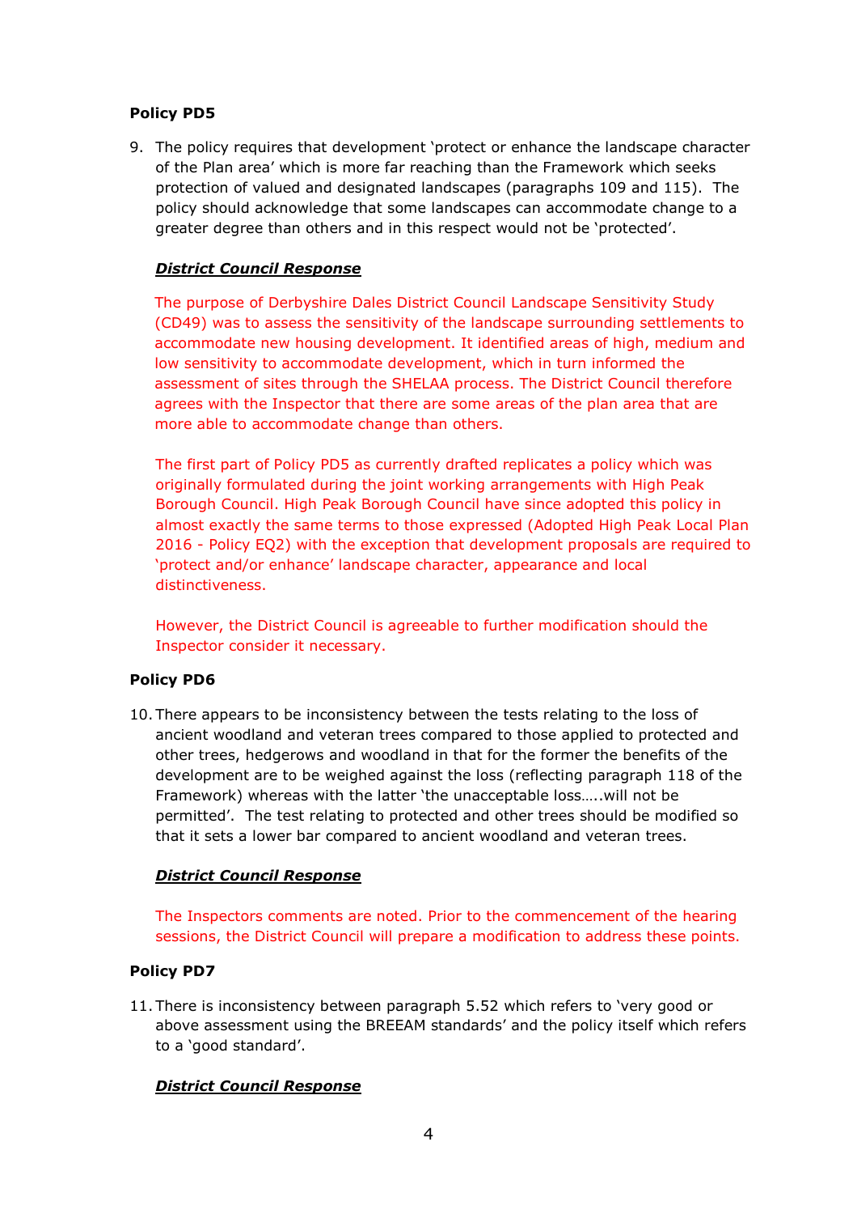**Policy PD5**

9. The policy requires that development 'protect or enhance the landscape character of the Plan area' which is more far reaching than the Framework which seeks protection of valued and designated landscapes (paragraphs 109 and 115). The policy should acknowledge that some landscapes can accommodate change to a greater degree than others and in this respect would not be 'protected'.

***District Council Response***

The purpose of Derbyshire Dales District Council Landscape Sensitivity Study (CD49) was to assess the sensitivity of the landscape surrounding settlements to accommodate new housing development. It identified areas of high, medium and low sensitivity to accommodate development, which in turn informed the assessment of sites through the SHELAA process. The District Council therefore agrees with the Inspector that there are some areas of the plan area that are more able to accommodate change than others.

The first part of Policy PD5 as currently drafted replicates a policy which was originally formulated during the joint working arrangements with High Peak Borough Council. High Peak Borough Council have since adopted this policy in almost exactly the same terms to those expressed (Adopted High Peak Local Plan 2016 - Policy EQ2) with the exception that development proposals are required to 'protect and/or enhance' landscape character, appearance and local distinctiveness.

However, the District Council is agreeable to further modification should the Inspector consider it necessary.

**Policy PD6**

10. There appears to be inconsistency between the tests relating to the loss of ancient woodland and veteran trees compared to those applied to protected and other trees, hedgerows and woodland in that for the former the benefits of the development are to be weighed against the loss (reflecting paragraph 118 of the Framework) whereas with the latter 'the unacceptable loss…..will not be permitted'. The test relating to protected and other trees should be modified so that it sets a lower bar compared to ancient woodland and veteran trees.

***District Council Response***

The Inspectors comments are noted. Prior to the commencement of the hearing sessions, the District Council will prepare a modification to address these points.

**Policy PD7**

11. There is inconsistency between paragraph 5.52 which refers to 'very good or above assessment using the BREEAM standards' and the policy itself which refers to a 'good standard'.

***District Council Response***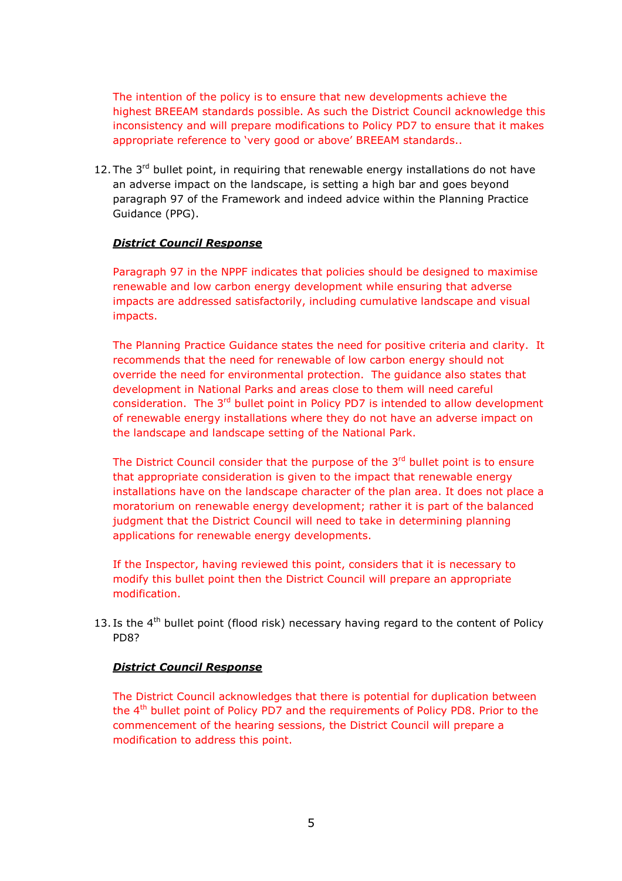The intention of the policy is to ensure that new developments achieve the highest BREEAM standards possible. As such the District Council acknowledge this inconsistency and will prepare modifications to Policy PD7 to ensure that it makes appropriate reference to 'very good or above' BREEAM standards..

12. The 3rd bullet point, in requiring that renewable energy installations do not have an adverse impact on the landscape, is setting a high bar and goes beyond paragraph 97 of the Framework and indeed advice within the Planning Practice Guidance (PPG).

***District Council Response***

Paragraph 97 in the NPPF indicates that policies should be designed to maximise renewable and low carbon energy development while ensuring that adverse impacts are addressed satisfactorily, including cumulative landscape and visual impacts.

The Planning Practice Guidance states the need for positive criteria and clarity. It recommends that the need for renewable of low carbon energy should not override the need for environmental protection. The guidance also states that development in National Parks and areas close to them will need careful consideration. The 3rd bullet point in Policy PD7 is intended to allow development of renewable energy installations where they do not have an adverse impact on the landscape and landscape setting of the National Park.

The District Council consider that the purpose of the 3rd bullet point is to ensure that appropriate consideration is given to the impact that renewable energy installations have on the landscape character of the plan area. It does not place a moratorium on renewable energy development; rather it is part of the balanced judgment that the District Council will need to take in determining planning applications for renewable energy developments.

If the Inspector, having reviewed this point, considers that it is necessary to modify this bullet point then the District Council will prepare an appropriate modification.

13. Is the 4th bullet point (flood risk) necessary having regard to the content of Policy PD8?

***District Council Response***

The District Council acknowledges that there is potential for duplication between the 4th bullet point of Policy PD7 and the requirements of Policy PD8. Prior to the commencement of the hearing sessions, the District Council will prepare a modification to address this point.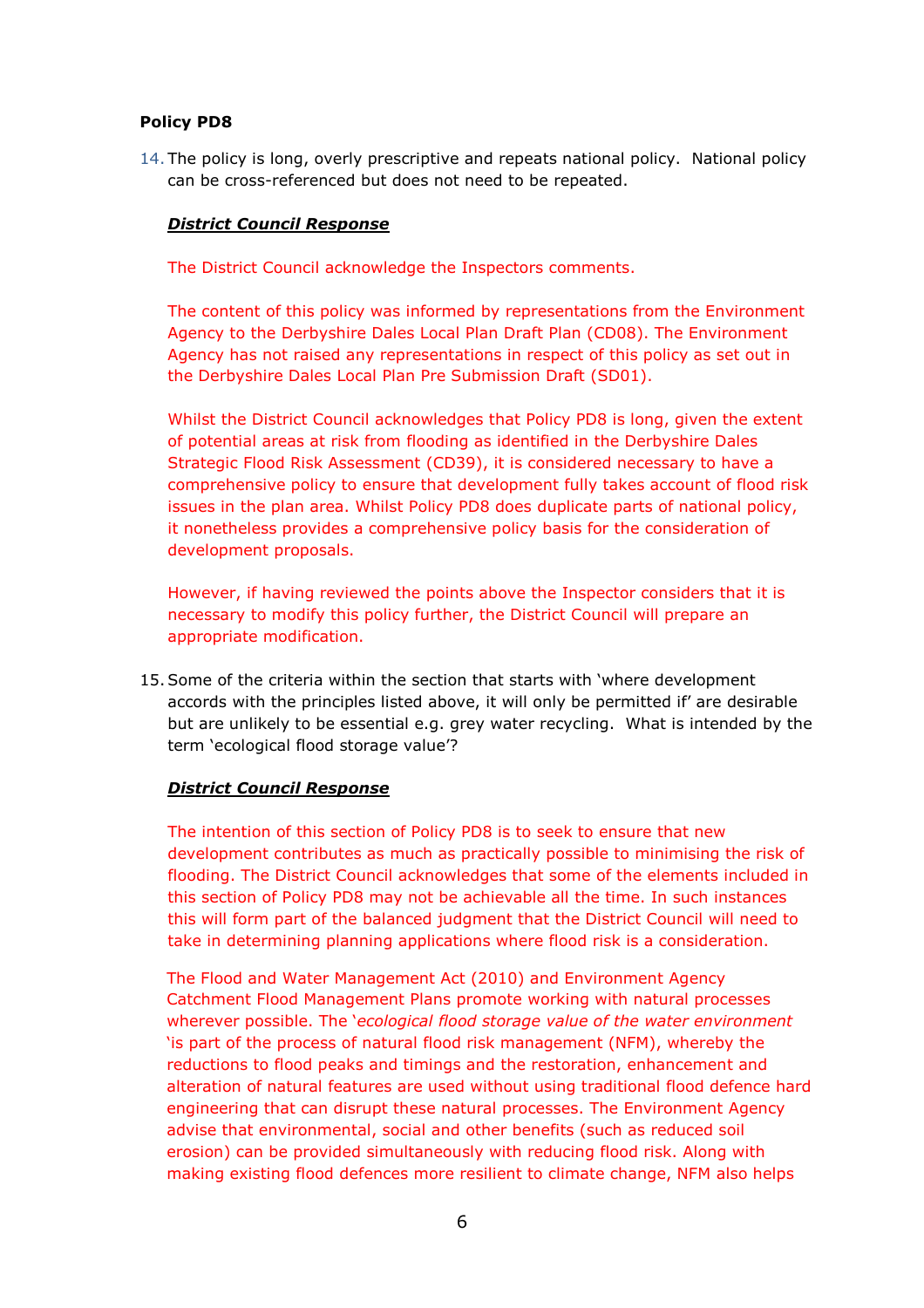**Policy PD8**

14. The policy is long, overly prescriptive and repeats national policy. National policy can be cross-referenced but does not need to be repeated.

***District Council Response***

The District Council acknowledge the Inspectors comments.

The content of this policy was informed by representations from the Environment Agency to the Derbyshire Dales Local Plan Draft Plan (CD08). The Environment Agency has not raised any representations in respect of this policy as set out in the Derbyshire Dales Local Plan Pre Submission Draft (SD01).

Whilst the District Council acknowledges that Policy PD8 is long, given the extent of potential areas at risk from flooding as identified in the Derbyshire Dales Strategic Flood Risk Assessment (CD39), it is considered necessary to have a comprehensive policy to ensure that development fully takes account of flood risk issues in the plan area. Whilst Policy PD8 does duplicate parts of national policy, it nonetheless provides a comprehensive policy basis for the consideration of development proposals.

However, if having reviewed the points above the Inspector considers that it is necessary to modify this policy further, the District Council will prepare an appropriate modification.

15. Some of the criteria within the section that starts with 'where development accords with the principles listed above, it will only be permitted if' are desirable but are unlikely to be essential e.g. grey water recycling. What is intended by the term 'ecological flood storage value'?

***District Council Response***

The intention of this section of Policy PD8 is to seek to ensure that new development contributes as much as practically possible to minimising the risk of flooding. The District Council acknowledges that some of the elements included in this section of Policy PD8 may not be achievable all the time. In such instances this will form part of the balanced judgment that the District Council will need to take in determining planning applications where flood risk is a consideration.

The Flood and Water Management Act (2010) and Environment Agency Catchment Flood Management Plans promote working with natural processes wherever possible. The '*ecological flood storage value of the water environment* 'is part of the process of natural flood risk management (NFM), whereby the reductions to flood peaks and timings and the restoration, enhancement and alteration of natural features are used without using traditional flood defence hard engineering that can disrupt these natural processes. The Environment Agency advise that environmental, social and other benefits (such as reduced soil erosion) can be provided simultaneously with reducing flood risk. Along with making existing flood defences more resilient to climate change, NFM also helps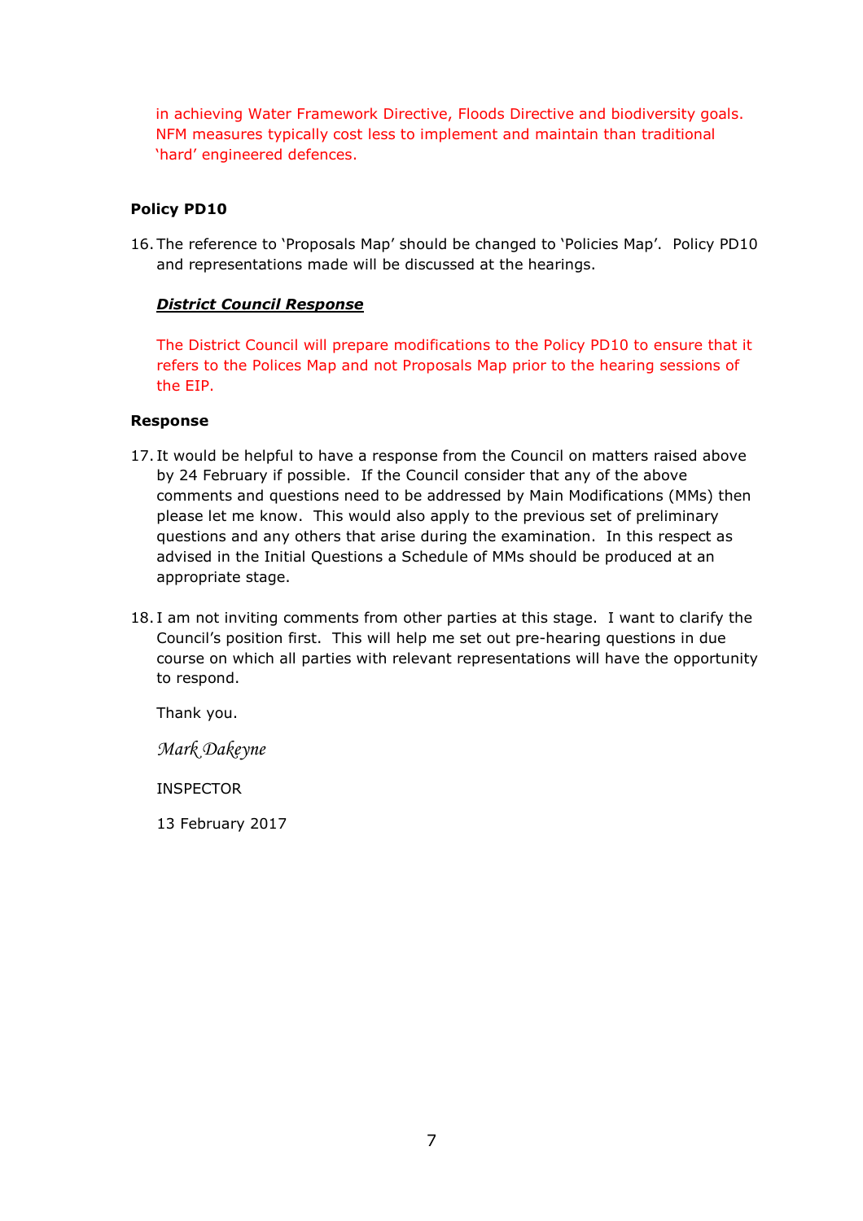in achieving Water Framework Directive, Floods Directive and biodiversity goals. NFM measures typically cost less to implement and maintain than traditional 'hard' engineered defences.

**Policy PD10**

16. The reference to 'Proposals Map' should be changed to 'Policies Map'. Policy PD10 and representations made will be discussed at the hearings.

***District Council Response***

The District Council will prepare modifications to the Policy PD10 to ensure that it refers to the Polices Map and not Proposals Map prior to the hearing sessions of the EIP.

**Response**

17. It would be helpful to have a response from the Council on matters raised above by 24 February if possible. If the Council consider that any of the above comments and questions need to be addressed by Main Modifications (MMs) then please let me know. This would also apply to the previous set of preliminary questions and any others that arise during the examination. In this respect as advised in the Initial Questions a Schedule of MMs should be produced at an appropriate stage.

18. I am not inviting comments from other parties at this stage. I want to clarify the Council's position first. This will help me set out pre-hearing questions in due course on which all parties with relevant representations will have the opportunity to respond.

Thank you.

*Mark Dakeyne*

INSPECTOR

13 February 2017